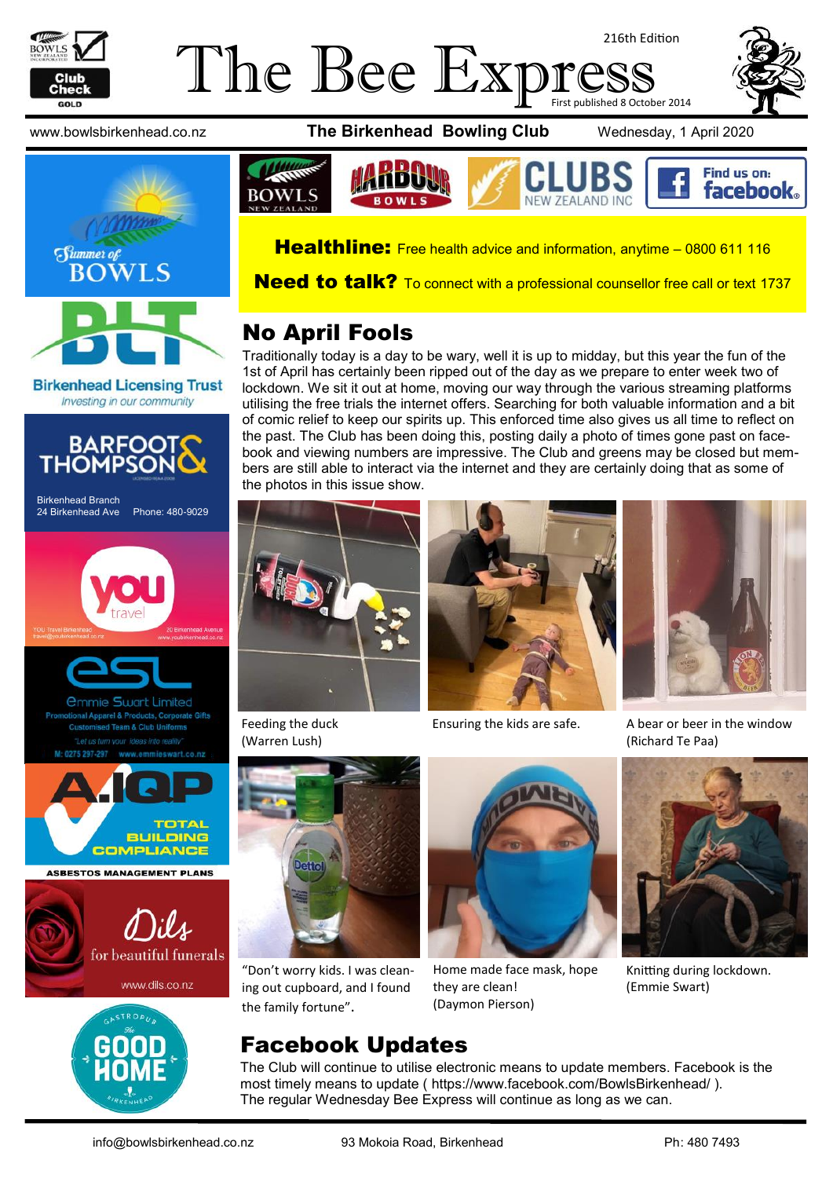# The Bee Express

216th Edition

First published 8 October 2014

www.bowlsbirkenhead.co.nz **The Birkenhead Bowling Club** Wednesday, 1 April 2020

**Healthline:** Free health advice and information, anytime – 0800 611 116

**Need to talk?** To connect with a professional counsellor free call or text 1737

## No April Fools

Traditionally today is a day to be wary, well it is up to midday, but this year the fun of the 1st of April has certainly been ripped out of the day as we prepare to enter week two of lockdown. We sit it out at home, moving our way through the various streaming platforms utilising the free trials the internet offers. Searching for both valuable information and a bit of comic relief to keep our spirits up. This enforced time also gives us all time to reflect on the past. The Club has been doing this, posting daily a photo of times gone past on facebook and viewing numbers are impressive. The Club and greens may be closed but members are still able to interact via the internet and they are certainly doing that as some of the photos in this issue show.

Feeding the duck (Warren Lush)

Ensuring the kids are safe.

A bear or beer in the window (Richard Te Paa)

"Don't worry kids. I was cleaning out cupboard, and I found the family fortune".

Home made face mask, hope they are clean! (Daymon Pierson)

Knitting during lockdown. (Emmie Swart)

## Facebook Updates

The Club will continue to utilise electronic means to update members. Facebook is the most timely means to update ( https://www.facebook.com/BowlsBirkenhead/ ). The regular Wednesday Bee Express will continue as long as we can.

Summer of Bowls

Birkenhead Licensing Trust — Investing in our community

Barfoot & Thompson — Birkenhead Branch, 24 Birkenhead Ave, Phone: 480-9029

You Travel — YOU Travel Birkenhead, travel@youbirkenhead.co.nz, 20 Birkenhead Avenue, www.youbirkenhead.co.nz

ESL Emmie Swart Limited — Promotional Apparel & Products, Corporate Gifts, Customised Team & Club Uniforms. "Let us turn your ideas into reality" M: 0275 297-297 www.emmieswart.co.nz

A.IQP — Total Building Compliance. Asbestos Management Plans

Dils for beautiful funerals — www.dils.co.nz

Gastropub The Good Home Birkenhead

info@bowlsbirkenhead.co.nz 93 Mokoia Road, Birkenhead Ph: 480 7493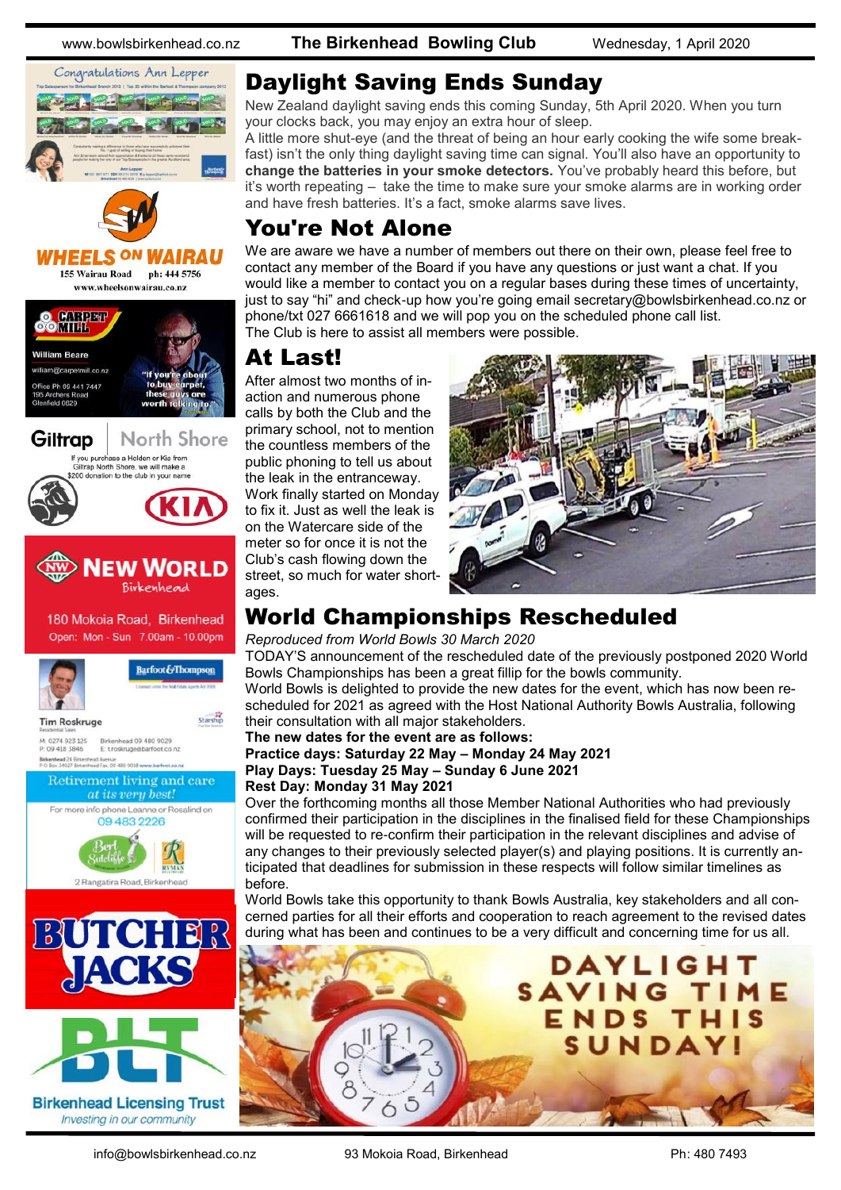# Daylight Saving Ends Sunday

New Zealand daylight saving ends this coming Sunday, 5th April 2020. When you turn your clocks back, you may enjoy an extra hour of sleep.

A little more shut-eye (and the threat of being an hour early cooking the wife some breakfast) isn't the only thing daylight saving time can signal. You'll also have an opportunity to **change the batteries in your smoke detectors.** You've probably heard this before, but it's worth repeating – take the time to make sure your smoke alarms are in working order and have fresh batteries. It's a fact, smoke alarms save lives.

# You're Not Alone

We are aware we have a number of members out there on their own, please feel free to contact any member of the Board if you have any questions or just want a chat. If you would like a member to contact you on a regular bases during these times of uncertainty, just to say "hi" and check-up how you're going email secretary@bowlsbirkenhead.co.nz or phone/txt 027 6661618 and we will pop you on the scheduled phone call list.

The Club is here to assist all members were possible.

# At Last!

After almost two months of inaction and numerous phone calls by both the Club and the primary school, not to mention the countless members of the public phoning to tell us about the leak in the entranceway. Work finally started on Monday to fix it. Just as well the leak is on the Watercare side of the meter so for once it is not the Club's cash flowing down the street, so much for water shortages.

# World Championships Rescheduled

*Reproduced from World Bowls 30 March 2020*

TODAY'S announcement of the rescheduled date of the previously postponed 2020 World Bowls Championships has been a great fillip for the bowls community.

World Bowls is delighted to provide the new dates for the event, which has now been rescheduled for 2021 as agreed with the Host National Authority Bowls Australia, following their consultation with all major stakeholders.

**The new dates for the event are as follows:**
**Practice days: Saturday 22 May – Monday 24 May 2021**
**Play Days: Tuesday 25 May – Sunday 6 June 2021**
**Rest Day: Monday 31 May 2021**

Over the forthcoming months all those Member National Authorities who had previously confirmed their participation in the disciplines in the finalised field for these Championships will be requested to re-confirm their participation in the relevant disciplines and advise of any changes to their previously selected player(s) and playing positions. It is currently anticipated that deadlines for submission in these respects will follow similar timelines as before.

World Bowls take this opportunity to thank Bowls Australia, key stakeholders and all concerned parties for all their efforts and cooperation to reach agreement to the revised dates during what has been and continues to be a very difficult and concerning time for us all.

DAYLIGHT SAVING TIME ENDS THIS SUNDAY!

Congratulations Ann Lepper

WHEELS ON WAIRAU
155 Wairau Road ph: 444 5756
www.wheelsonwairau.co.nz

CARPET MILL
William Beare
william@carpetmill.co.nz
Office Ph 09 441 7447
195 Archers Road
Glenfield 0629
"If you're about to buy carpet, these guys are worth talking to."

Giltrap North Shore
If you purchase a Holden or Kia from Giltrap North Shore, we will make a $200 donation to the club in your name

NEW WORLD Birkenhead
180 Mokoia Road, Birkenhead
Open: Mon - Sun 7.00am - 10.00pm

Barfoot & Thompson
Tim Roskruge
Residential Sales
M: 0274 923 125 Birkenhead 09 480 9029
P: 09 418 3846 E: t.roskruge@barfoot.co.nz

Retirement living and care *at its very best!*
For more info phone Leanne or Rosalind on
09 483 2226
Bert Sutcliffe
2 Rangatira Road, Birkenhead

BUTCHER JACKS

BLT
Birkenhead Licensing Trust
*Investing in our community*